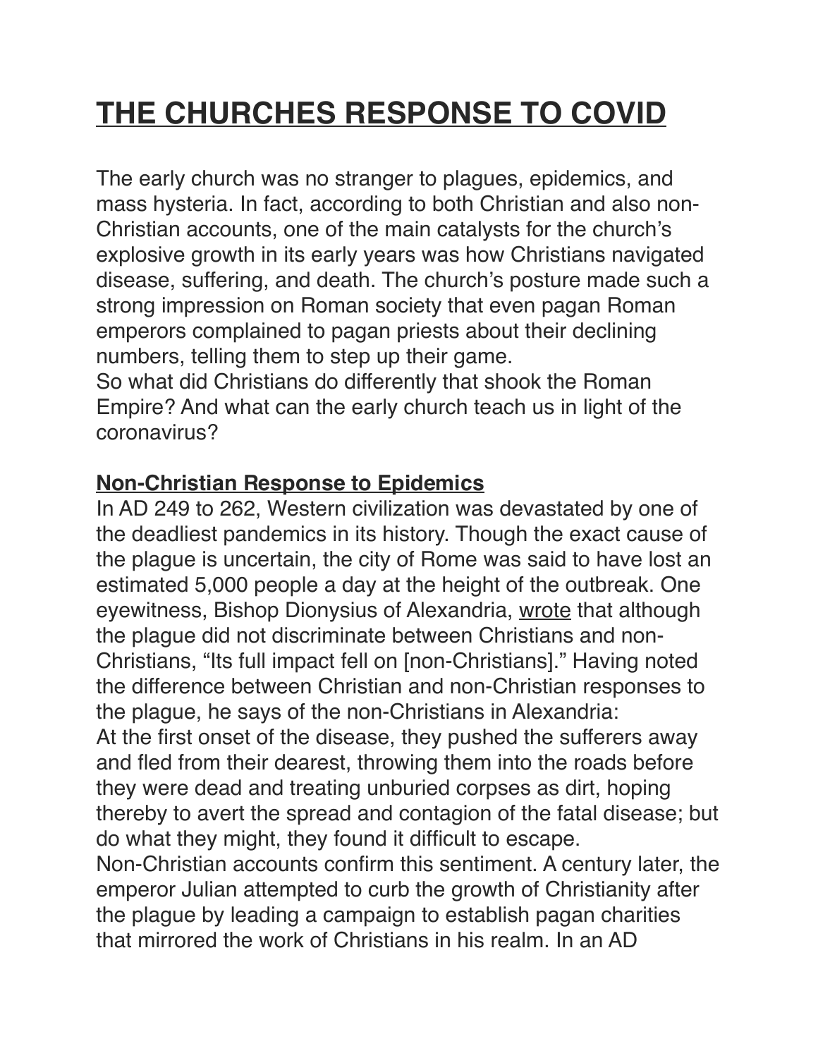# THE CHURCHES RESPONSE TO COVID

The early church was no stranger to plagues, epidemics, and mass hysteria. In fact, according to both Christian and also non-Christian accounts, one of the main catalysts for the church's explosive growth in its early years was how Christians navigated disease, suffering, and death. The church's posture made such a strong impression on Roman society that even pagan Roman emperors complained to pagan priests about their declining numbers, telling them to step up their game.

So what did Christians do differently that shook the Roman Empire? And what can the early church teach us in light of the coronavirus?

## Non-Christian Response to Epidemics

In AD 249 to 262, Western civilization was devastated by one of the deadliest pandemics in its history. Though the exact cause of the plague is uncertain, the city of Rome was said to have lost an estimated 5,000 people a day at the height of the outbreak. One eyewitness, Bishop Dionysius of Alexandria, wrote that although the plague did not discriminate between Christians and non-Christians, "Its full impact fell on [non-Christians]." Having noted the difference between Christian and non-Christian responses to the plague, he says of the non-Christians in Alexandria:

At the first onset of the disease, they pushed the sufferers away and fled from their dearest, throwing them into the roads before they were dead and treating unburied corpses as dirt, hoping thereby to avert the spread and contagion of the fatal disease; but do what they might, they found it difficult to escape.

Non-Christian accounts confirm this sentiment. A century later, the emperor Julian attempted to curb the growth of Christianity after the plague by leading a campaign to establish pagan charities that mirrored the work of Christians in his realm. In an AD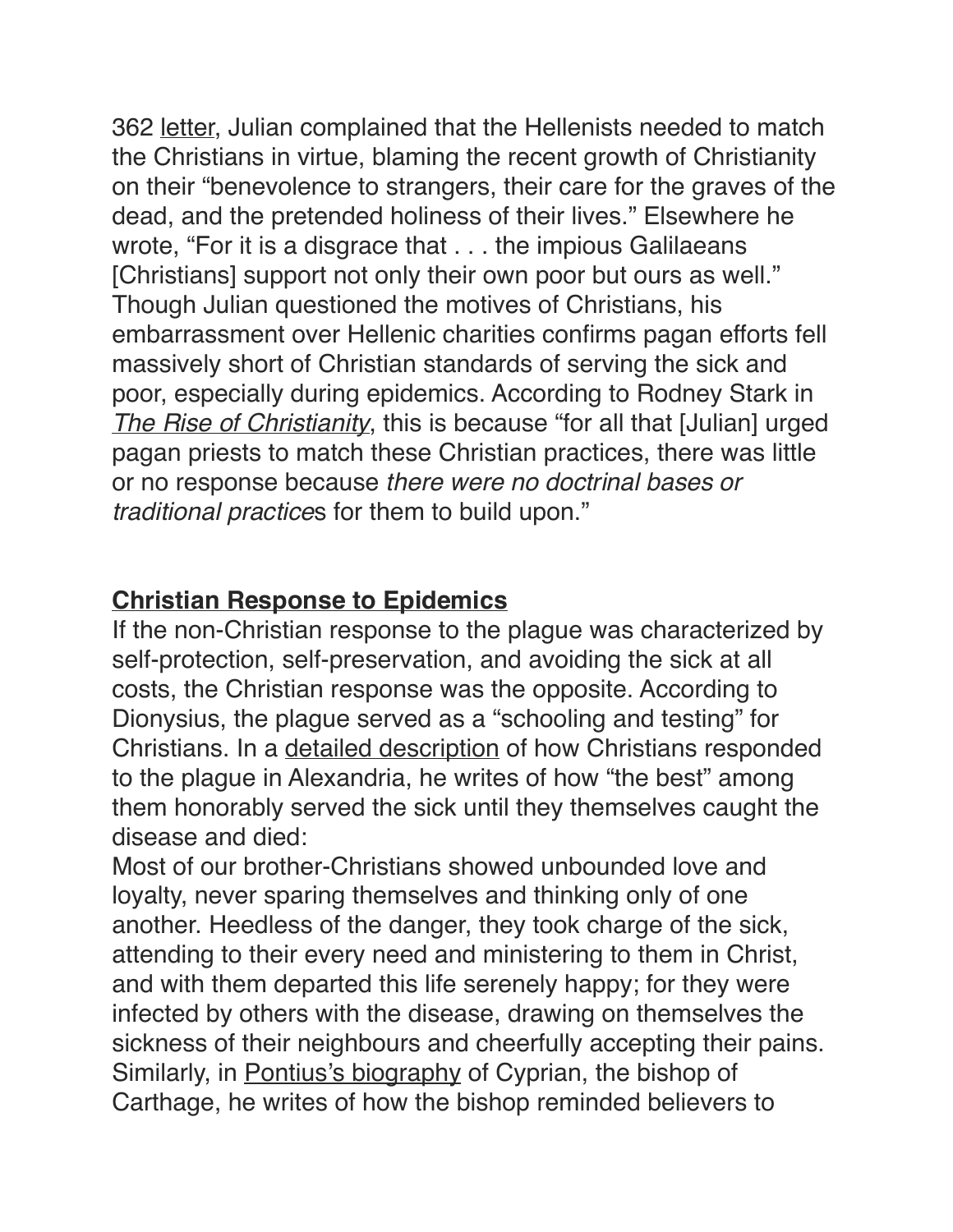362 letter, Julian complained that the Hellenists needed to match the Christians in virtue, blaming the recent growth of Christianity on their "benevolence to strangers, their care for the graves of the dead, and the pretended holiness of their lives." Elsewhere he wrote, "For it is a disgrace that . . . the impious Galilaeans [Christians] support not only their own poor but ours as well." Though Julian questioned the motives of Christians, his embarrassment over Hellenic charities confirms pagan efforts fell massively short of Christian standards of serving the sick and poor, especially during epidemics. According to Rodney Stark in *The Rise of Christianity*, this is because "for all that [Julian] urged pagan priests to match these Christian practices, there was little or no response because *there were no doctrinal bases or traditional practices* for them to build upon."

## **Christian Response to Epidemics**

If the non-Christian response to the plague was characterized by self-protection, self-preservation, and avoiding the sick at all costs, the Christian response was the opposite. According to Dionysius, the plague served as a "schooling and testing" for Christians. In a detailed description of how Christians responded to the plague in Alexandria, he writes of how "the best" among them honorably served the sick until they themselves caught the disease and died:

Most of our brother-Christians showed unbounded love and loyalty, never sparing themselves and thinking only of one another. Heedless of the danger, they took charge of the sick, attending to their every need and ministering to them in Christ, and with them departed this life serenely happy; for they were infected by others with the disease, drawing on themselves the sickness of their neighbours and cheerfully accepting their pains.

Similarly, in Pontius's biography of Cyprian, the bishop of Carthage, he writes of how the bishop reminded believers to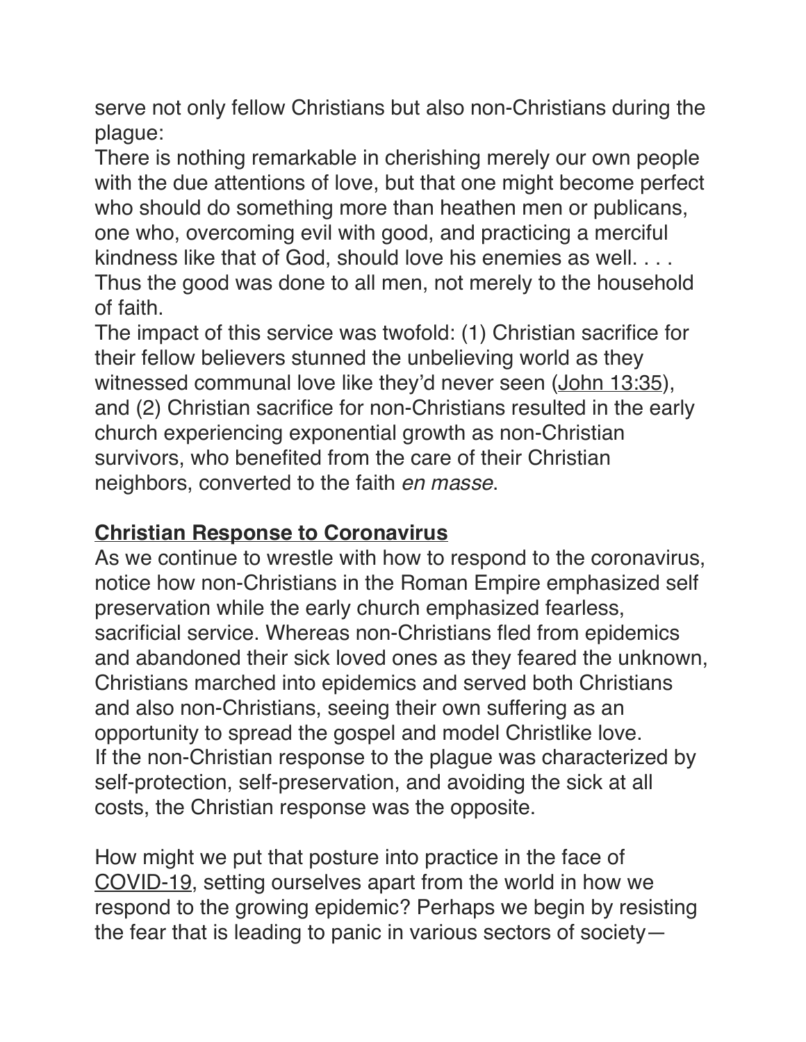serve not only fellow Christians but also non-Christians during the plague:

There is nothing remarkable in cherishing merely our own people with the due attentions of love, but that one might become perfect who should do something more than heathen men or publicans, one who, overcoming evil with good, and practicing a merciful kindness like that of God, should love his enemies as well. . . . Thus the good was done to all men, not merely to the household of faith.

The impact of this service was twofold: (1) Christian sacrifice for their fellow believers stunned the unbelieving world as they witnessed communal love like they'd never seen (John 13:35), and (2) Christian sacrifice for non-Christians resulted in the early church experiencing exponential growth as non-Christian survivors, who benefited from the care of their Christian neighbors, converted to the faith *en masse*.

## Christian Response to Coronavirus

As we continue to wrestle with how to respond to the coronavirus, notice how non-Christians in the Roman Empire emphasized self preservation while the early church emphasized fearless, sacrificial service. Whereas non-Christians fled from epidemics and abandoned their sick loved ones as they feared the unknown, Christians marched into epidemics and served both Christians and also non-Christians, seeing their own suffering as an opportunity to spread the gospel and model Christlike love.

If the non-Christian response to the plague was characterized by self-protection, self-preservation, and avoiding the sick at all costs, the Christian response was the opposite.

How might we put that posture into practice in the face of COVID-19, setting ourselves apart from the world in how we respond to the growing epidemic? Perhaps we begin by resisting the fear that is leading to panic in various sectors of society—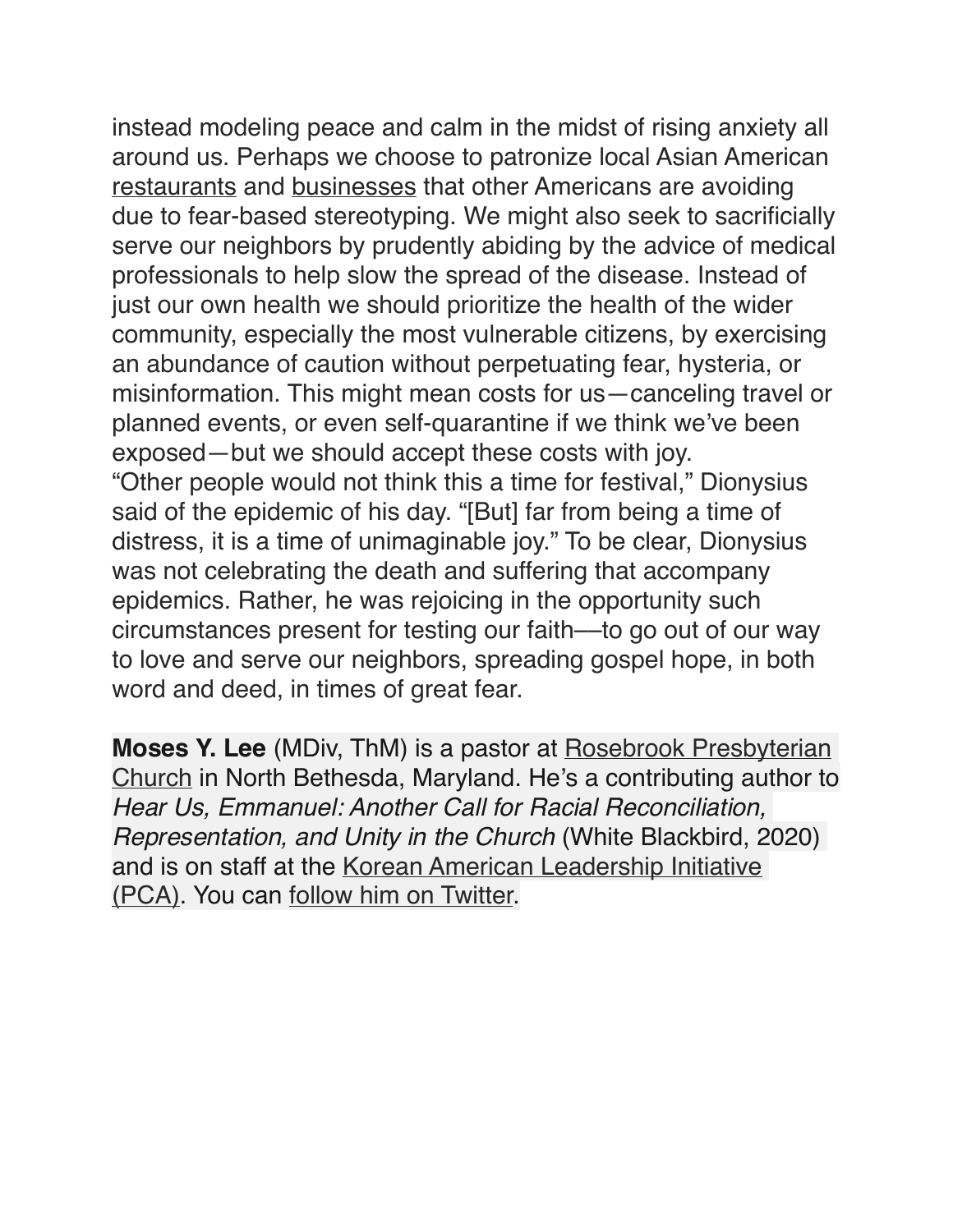instead modeling peace and calm in the midst of rising anxiety all around us. Perhaps we choose to patronize local Asian American restaurants and businesses that other Americans are avoiding due to fear-based stereotyping. We might also seek to sacrificially serve our neighbors by prudently abiding by the advice of medical professionals to help slow the spread of the disease. Instead of just our own health we should prioritize the health of the wider community, especially the most vulnerable citizens, by exercising an abundance of caution without perpetuating fear, hysteria, or misinformation. This might mean costs for us—canceling travel or planned events, or even self-quarantine if we think we've been exposed—but we should accept these costs with joy.

"Other people would not think this a time for festival," Dionysius said of the epidemic of his day. "[But] far from being a time of distress, it is a time of unimaginable joy." To be clear, Dionysius was not celebrating the death and suffering that accompany epidemics. Rather, he was rejoicing in the opportunity such circumstances present for testing our faith—to go out of our way to love and serve our neighbors, spreading gospel hope, in both word and deed, in times of great fear.

**Moses Y. Lee** (MDiv, ThM) is a pastor at Rosebrook Presbyterian Church in North Bethesda, Maryland. He's a contributing author to *Hear Us, Emmanuel: Another Call for Racial Reconciliation, Representation, and Unity in the Church* (White Blackbird, 2020) and is on staff at the Korean American Leadership Initiative (PCA). You can follow him on Twitter.